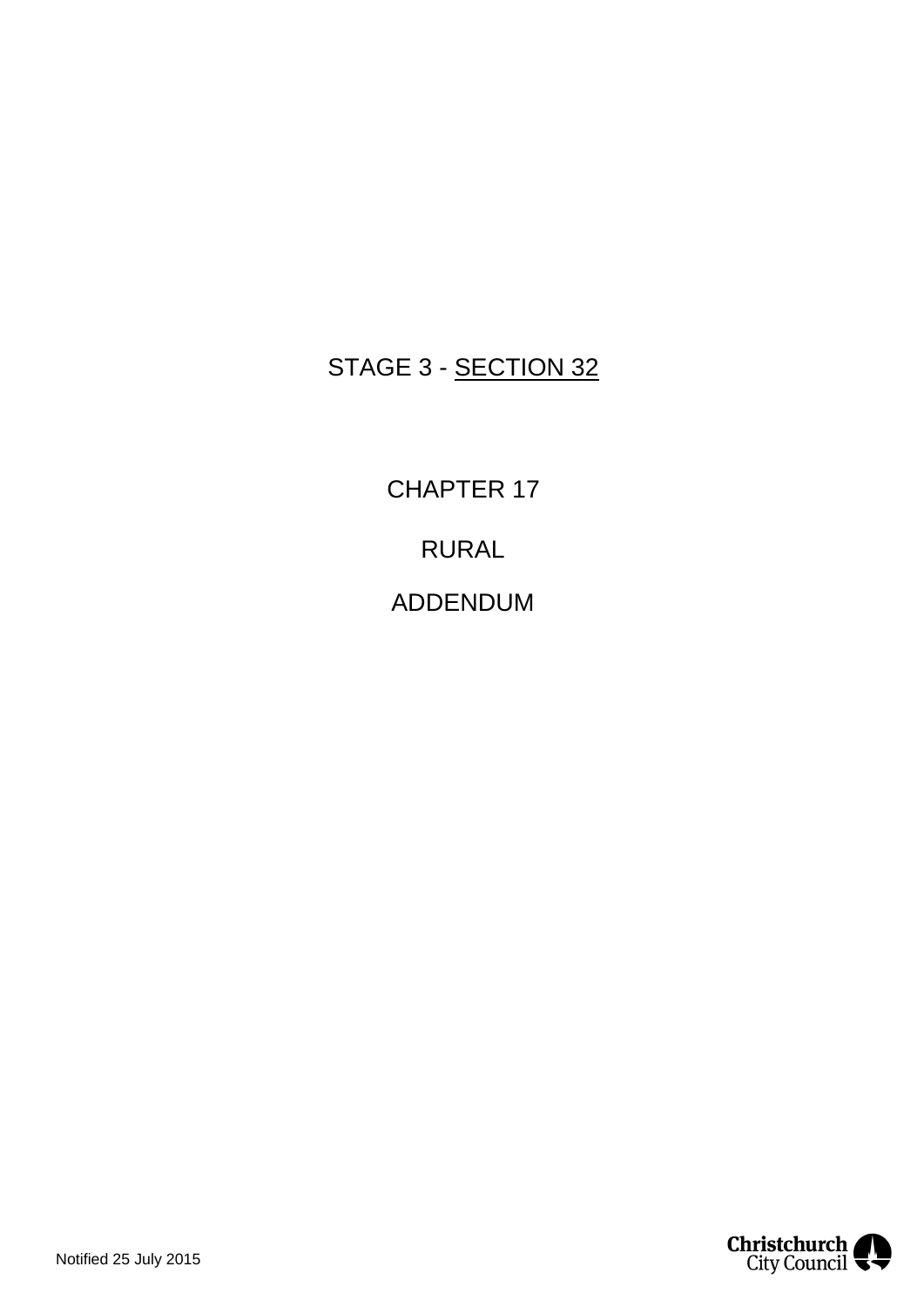STAGE 3 - <u>SECTION 32</u>

# CHAPTER 17

# RURAL

# ADDENDUM

Notified 25 July 2015

Christchurch City Council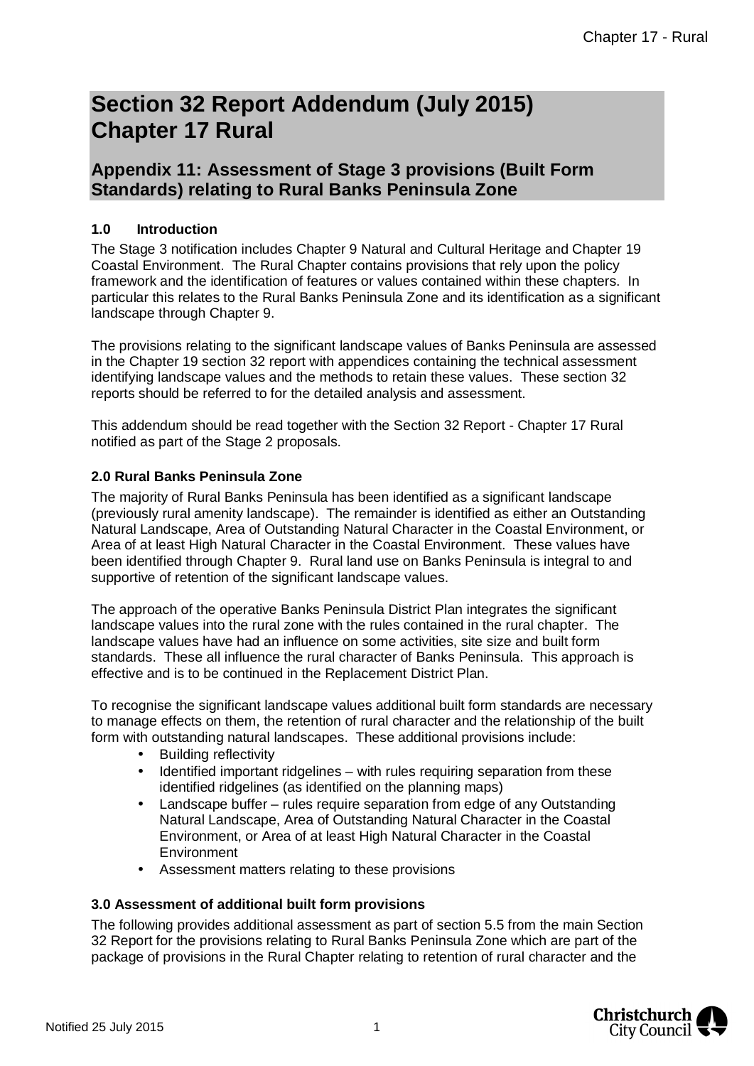# Section 32 Report Addendum (July 2015) Chapter 17 Rural

## Appendix 11: Assessment of Stage 3 provisions (Built Form Standards) relating to Rural Banks Peninsula Zone

### 1.0 Introduction

The Stage 3 notification includes Chapter 9 Natural and Cultural Heritage and Chapter 19 Coastal Environment. The Rural Chapter contains provisions that rely upon the policy framework and the identification of features or values contained within these chapters. In particular this relates to the Rural Banks Peninsula Zone and its identification as a significant landscape through Chapter 9.

The provisions relating to the significant landscape values of Banks Peninsula are assessed in the Chapter 19 section 32 report with appendices containing the technical assessment identifying landscape values and the methods to retain these values. These section 32 reports should be referred to for the detailed analysis and assessment.

This addendum should be read together with the Section 32 Report - Chapter 17 Rural notified as part of the Stage 2 proposals.

### 2.0 Rural Banks Peninsula Zone

The majority of Rural Banks Peninsula has been identified as a significant landscape (previously rural amenity landscape). The remainder is identified as either an Outstanding Natural Landscape, Area of Outstanding Natural Character in the Coastal Environment, or Area of at least High Natural Character in the Coastal Environment. These values have been identified through Chapter 9. Rural land use on Banks Peninsula is integral to and supportive of retention of the significant landscape values.

The approach of the operative Banks Peninsula District Plan integrates the significant landscape values into the rural zone with the rules contained in the rural chapter. The landscape values have had an influence on some activities, site size and built form standards. These all influence the rural character of Banks Peninsula. This approach is effective and is to be continued in the Replacement District Plan.

To recognise the significant landscape values additional built form standards are necessary to manage effects on them, the retention of rural character and the relationship of the built form with outstanding natural landscapes. These additional provisions include:

- Building reflectivity
- Identified important ridgelines – with rules requiring separation from these identified ridgelines (as identified on the planning maps)
- Landscape buffer – rules require separation from edge of any Outstanding Natural Landscape, Area of Outstanding Natural Character in the Coastal Environment, or Area of at least High Natural Character in the Coastal Environment
- Assessment matters relating to these provisions

### 3.0 Assessment of additional built form provisions

The following provides additional assessment as part of section 5.5 from the main Section 32 Report for the provisions relating to Rural Banks Peninsula Zone which are part of the package of provisions in the Rural Chapter relating to retention of rural character and the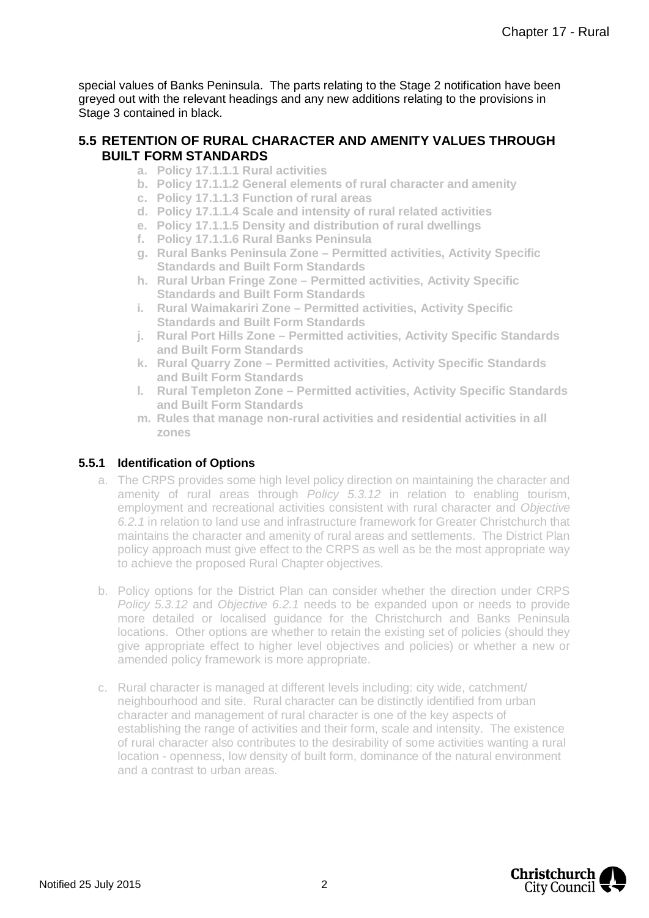special values of Banks Peninsula. The parts relating to the Stage 2 notification have been greyed out with the relevant headings and any new additions relating to the provisions in Stage 3 contained in black.

## 5.5 RETENTION OF RURAL CHARACTER AND AMENITY VALUES THROUGH BUILT FORM STANDARDS

a. **Policy 17.1.1.1 Rural activities**
b. **Policy 17.1.1.2 General elements of rural character and amenity**
c. **Policy 17.1.1.3 Function of rural areas**
d. **Policy 17.1.1.4 Scale and intensity of rural related activities**
e. **Policy 17.1.1.5 Density and distribution of rural dwellings**
f. **Policy 17.1.1.6 Rural Banks Peninsula**
g. **Rural Banks Peninsula Zone – Permitted activities, Activity Specific Standards and Built Form Standards**
h. **Rural Urban Fringe Zone – Permitted activities, Activity Specific Standards and Built Form Standards**
i. **Rural Waimakariri Zone – Permitted activities, Activity Specific Standards and Built Form Standards**
j. **Rural Port Hills Zone – Permitted activities, Activity Specific Standards and Built Form Standards**
k. **Rural Quarry Zone – Permitted activities, Activity Specific Standards and Built Form Standards**
l. **Rural Templeton Zone – Permitted activities, Activity Specific Standards and Built Form Standards**
m. **Rules that manage non-rural activities and residential activities in all zones**

### 5.5.1 Identification of Options

a. The CRPS provides some high level policy direction on maintaining the character and amenity of rural areas through *Policy 5.3.12* in relation to enabling tourism, employment and recreational activities consistent with rural character and *Objective 6.2.1* in relation to land use and infrastructure framework for Greater Christchurch that maintains the character and amenity of rural areas and settlements. The District Plan policy approach must give effect to the CRPS as well as be the most appropriate way to achieve the proposed Rural Chapter objectives.

b. Policy options for the District Plan can consider whether the direction under CRPS *Policy 5.3.12* and *Objective 6.2.1* needs to be expanded upon or needs to provide more detailed or localised guidance for the Christchurch and Banks Peninsula locations. Other options are whether to retain the existing set of policies (should they give appropriate effect to higher level objectives and policies) or whether a new or amended policy framework is more appropriate.

c. Rural character is managed at different levels including: city wide, catchment/ neighbourhood and site. Rural character can be distinctly identified from urban character and management of rural character is one of the key aspects of establishing the range of activities and their form, scale and intensity. The existence of rural character also contributes to the desirability of some activities wanting a rural location - openness, low density of built form, dominance of the natural environment and a contrast to urban areas.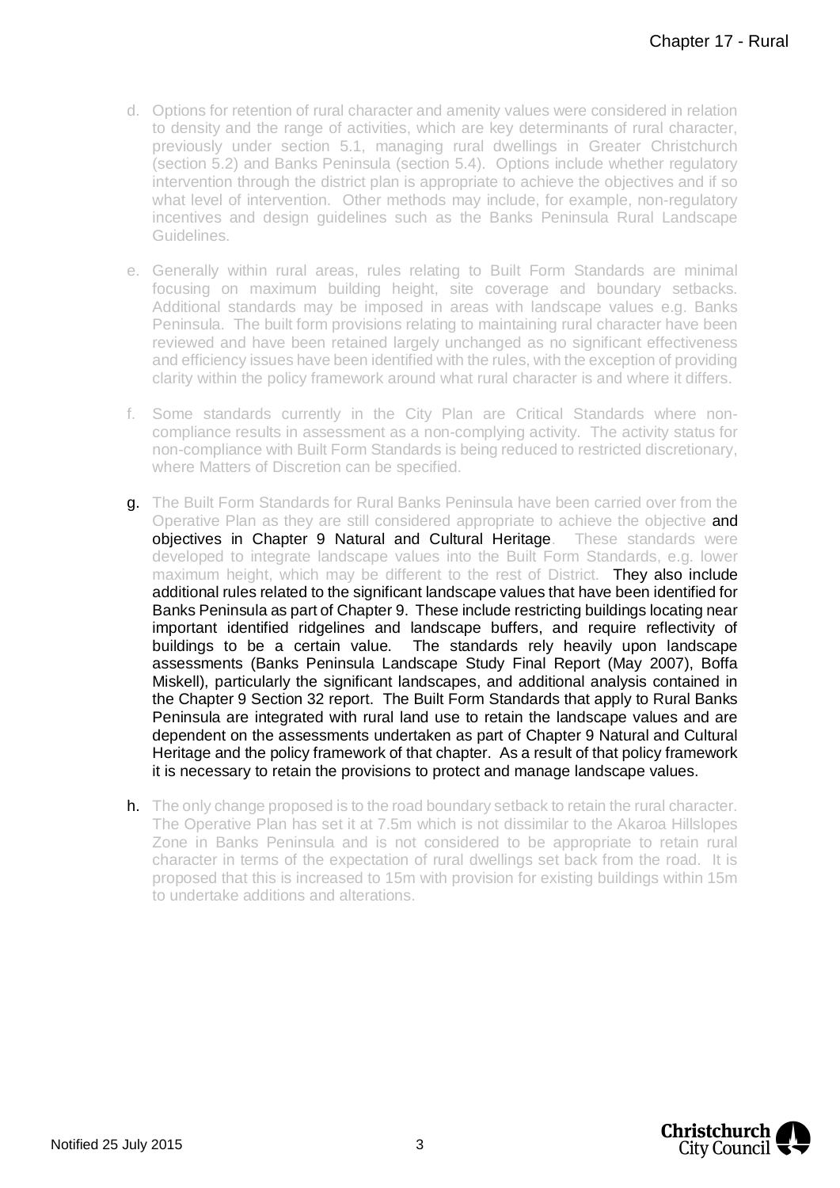d. Options for retention of rural character and amenity values were considered in relation to density and the range of activities, which are key determinants of rural character, previously under section 5.1, managing rural dwellings in Greater Christchurch (section 5.2) and Banks Peninsula (section 5.4). Options include whether regulatory intervention through the district plan is appropriate to achieve the objectives and if so what level of intervention. Other methods may include, for example, non-regulatory incentives and design guidelines such as the Banks Peninsula Rural Landscape Guidelines.

e. Generally within rural areas, rules relating to Built Form Standards are minimal focusing on maximum building height, site coverage and boundary setbacks. Additional standards may be imposed in areas with landscape values e.g. Banks Peninsula. The built form provisions relating to maintaining rural character have been reviewed and have been retained largely unchanged as no significant effectiveness and efficiency issues have been identified with the rules, with the exception of providing clarity within the policy framework around what rural character is and where it differs.

f. Some standards currently in the City Plan are Critical Standards where non-compliance results in assessment as a non-complying activity. The activity status for non-compliance with Built Form Standards is being reduced to restricted discretionary, where Matters of Discretion can be specified.

g. The Built Form Standards for Rural Banks Peninsula have been carried over from the Operative Plan as they are still considered appropriate to achieve the objective and objectives in Chapter 9 Natural and Cultural Heritage. These standards were developed to integrate landscape values into the Built Form Standards, e.g. lower maximum height, which may be different to the rest of District. They also include additional rules related to the significant landscape values that have been identified for Banks Peninsula as part of Chapter 9. These include restricting buildings locating near important identified ridgelines and landscape buffers, and require reflectivity of buildings to be a certain value. The standards rely heavily upon landscape assessments (Banks Peninsula Landscape Study Final Report (May 2007), Boffa Miskell), particularly the significant landscapes, and additional analysis contained in the Chapter 9 Section 32 report. The Built Form Standards that apply to Rural Banks Peninsula are integrated with rural land use to retain the landscape values and are dependent on the assessments undertaken as part of Chapter 9 Natural and Cultural Heritage and the policy framework of that chapter. As a result of that policy framework it is necessary to retain the provisions to protect and manage landscape values.

h. The only change proposed is to the road boundary setback to retain the rural character. The Operative Plan has set it at 7.5m which is not dissimilar to the Akaroa Hillslopes Zone in Banks Peninsula and is not considered to be appropriate to retain rural character in terms of the expectation of rural dwellings set back from the road. It is proposed that this is increased to 15m with provision for existing buildings within 15m to undertake additions and alterations.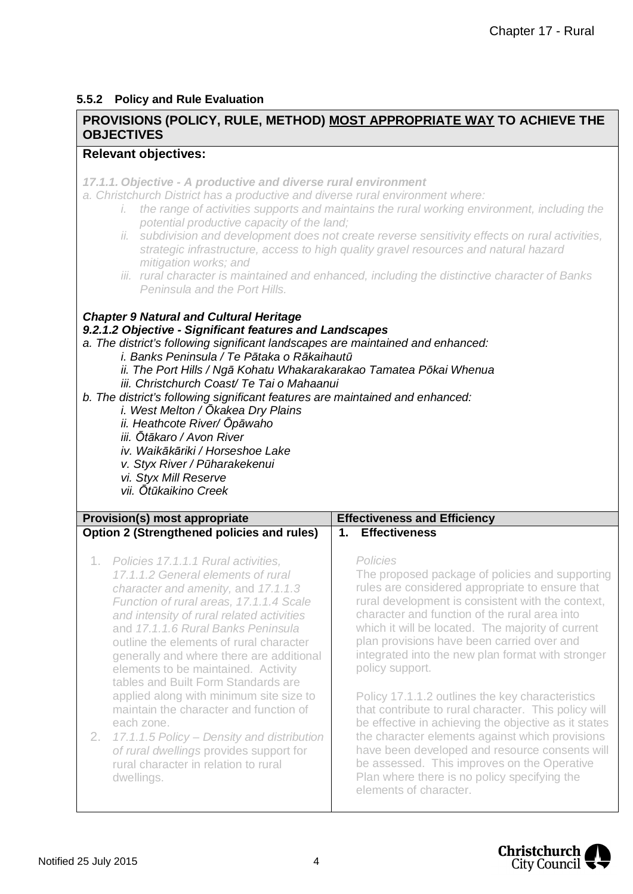### 5.5.2 Policy and Rule Evaluation

**PROVISIONS (POLICY, RULE, METHOD) MOST APPROPRIATE WAY TO ACHIEVE THE OBJECTIVES**

**Relevant objectives:**

***17.1.1. Objective - A productive and diverse rural environment***

*a. Christchurch District has a productive and diverse rural environment where:*

*i. the range of activities supports and maintains the rural working environment, including the potential productive capacity of the land;*

*ii. subdivision and development does not create reverse sensitivity effects on rural activities, strategic infrastructure, access to high quality gravel resources and natural hazard mitigation works; and*

*iii. rural character is maintained and enhanced, including the distinctive character of Banks Peninsula and the Port Hills.*

***Chapter 9 Natural and Cultural Heritage***

***9.2.1.2 Objective - Significant features and Landscapes***

*a. The district's following significant landscapes are maintained and enhanced:*

*i. Banks Peninsula / Te Pātaka o Rākaihautū*

*ii. The Port Hills / Ngā Kohatu Whakarakarakao Tamatea Pōkai Whenua*

*iii. Christchurch Coast/ Te Tai o Mahaanui*

*b. The district's following significant features are maintained and enhanced:*

*i. West Melton / Ōkakea Dry Plains*

*ii. Heathcote River/ Ōpāwaho*

*iii. Ōtākaro / Avon River*

*iv. Waikākāriki / Horseshoe Lake*

*v. Styx River / Pūharakekenui*

*vi. Styx Mill Reserve*

*vii. Ōtūkaikino Creek*

| Provision(s) most appropriate | Effectiveness and Efficiency |
|---|---|
| **Option 2 (Strengthened policies and rules)**<br><br>1. *Policies 17.1.1.1 Rural activities, 17.1.1.2 General elements of rural character and amenity,* and *17.1.1.3 Function of rural areas, 17.1.1.4 Scale and intensity of rural related activities* and *17.1.1.6 Rural Banks Peninsula* outline the elements of rural character generally and where there are additional elements to be maintained. Activity tables and Built Form Standards are applied along with minimum site size to maintain the character and function of each zone.<br>2. *17.1.1.5 Policy – Density and distribution of rural dwellings* provides support for rural character in relation to rural dwellings. | **1. Effectiveness**<br><br>*Policies*<br>The proposed package of policies and supporting rules are considered appropriate to ensure that rural development is consistent with the context, character and function of the rural area into which it will be located. The majority of current plan provisions have been carried over and integrated into the new plan format with stronger policy support.<br><br>Policy 17.1.1.2 outlines the key characteristics that contribute to rural character. This policy will be effective in achieving the objective as it states the character elements against which provisions have been developed and resource consents will be assessed. This improves on the Operative Plan where there is no policy specifying the elements of character. |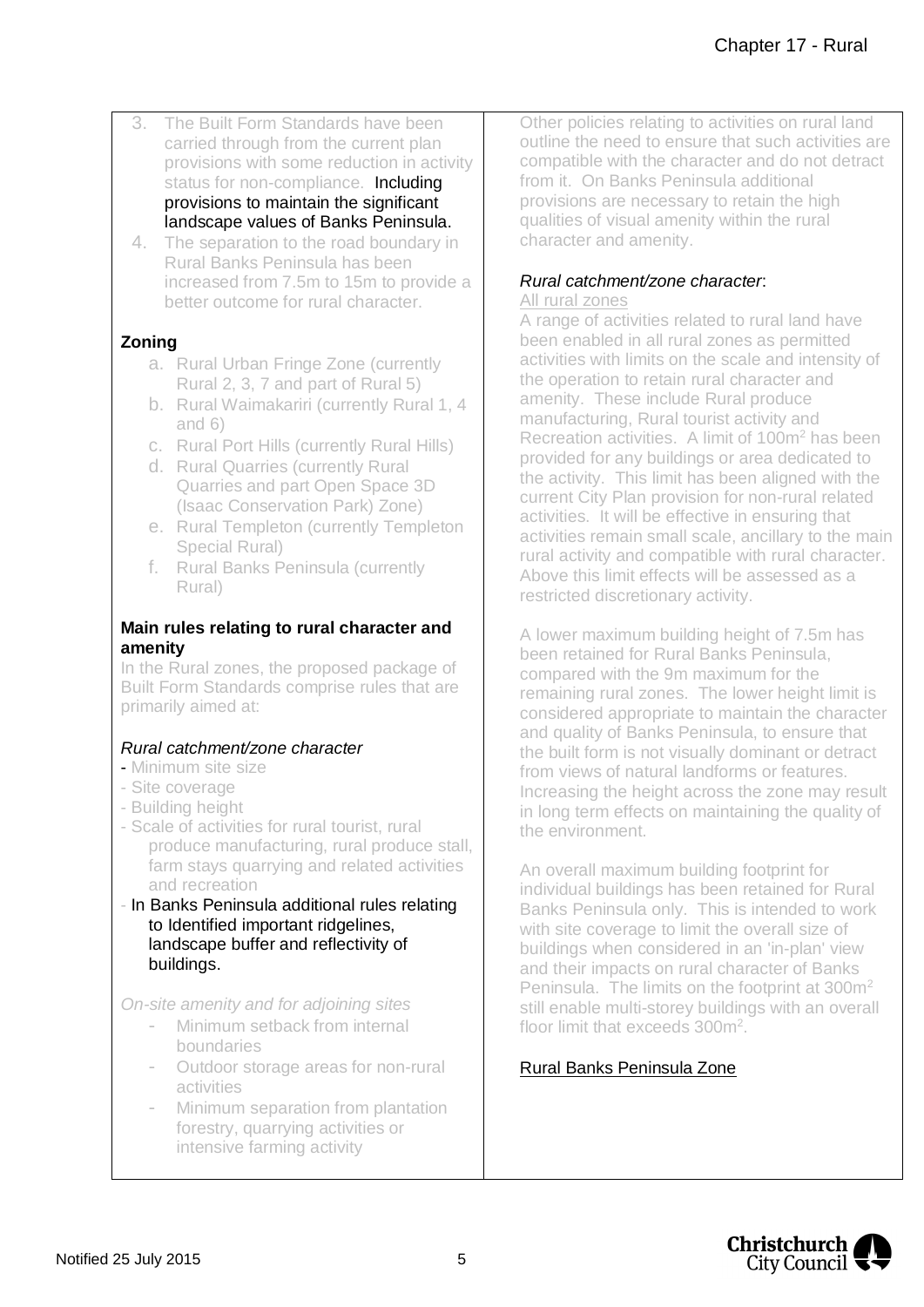3. The Built Form Standards have been carried through from the current plan provisions with some reduction in activity status for non-compliance. Including provisions to maintain the significant landscape values of Banks Peninsula.
4. The separation to the road boundary in Rural Banks Peninsula has been increased from 7.5m to 15m to provide a better outcome for rural character.

**Zoning**

a. Rural Urban Fringe Zone (currently Rural 2, 3, 7 and part of Rural 5)
b. Rural Waimakariri (currently Rural 1, 4 and 6)
c. Rural Port Hills (currently Rural Hills)
d. Rural Quarries (currently Rural Quarries and part Open Space 3D (Isaac Conservation Park) Zone)
e. Rural Templeton (currently Templeton Special Rural)
f. Rural Banks Peninsula (currently Rural)

**Main rules relating to rural character and amenity**

In the Rural zones, the proposed package of Built Form Standards comprise rules that are primarily aimed at:

*Rural catchment/zone character*

- Minimum site size
- Site coverage
- Building height
- Scale of activities for rural tourist, rural produce manufacturing, rural produce stall, farm stays quarrying and related activities and recreation
- In Banks Peninsula additional rules relating to Identified important ridgelines, landscape buffer and reflectivity of buildings.

*On-site amenity and for adjoining sites*

- Minimum setback from internal boundaries
- Outdoor storage areas for non-rural activities
- Minimum separation from plantation forestry, quarrying activities or intensive farming activity

Other policies relating to activities on rural land outline the need to ensure that such activities are compatible with the character and do not detract from it. On Banks Peninsula additional provisions are necessary to retain the high qualities of visual amenity within the rural character and amenity.

*Rural catchment/zone character*:

All rural zones

A range of activities related to rural land have been enabled in all rural zones as permitted activities with limits on the scale and intensity of the operation to retain rural character and amenity. These include Rural produce manufacturing, Rural tourist activity and Recreation activities. A limit of 100m$^2$ has been provided for any buildings or area dedicated to the activity. This limit has been aligned with the current City Plan provision for non-rural related activities. It will be effective in ensuring that activities remain small scale, ancillary to the main rural activity and compatible with rural character. Above this limit effects will be assessed as a restricted discretionary activity.

A lower maximum building height of 7.5m has been retained for Rural Banks Peninsula, compared with the 9m maximum for the remaining rural zones. The lower height limit is considered appropriate to maintain the character and quality of Banks Peninsula, to ensure that the built form is not visually dominant or detract from views of natural landforms or features. Increasing the height across the zone may result in long term effects on maintaining the quality of the environment.

An overall maximum building footprint for individual buildings has been retained for Rural Banks Peninsula only. This is intended to work with site coverage to limit the overall size of buildings when considered in an 'in-plan' view and their impacts on rural character of Banks Peninsula. The limits on the footprint at 300m$^2$ still enable multi-storey buildings with an overall floor limit that exceeds 300m$^2$.

Rural Banks Peninsula Zone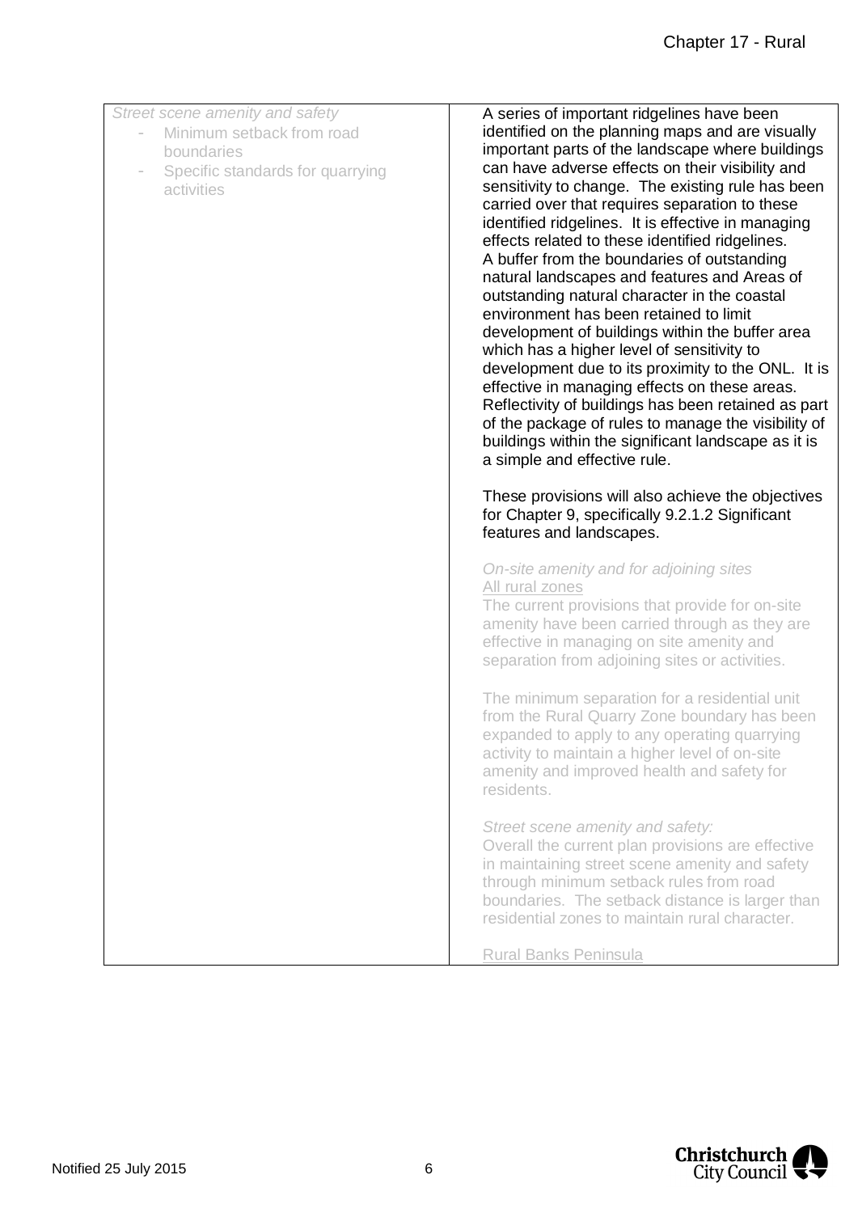| | |
|---|---|
| *Street scene amenity and safety*<br>- Minimum setback from road boundaries<br>- Specific standards for quarrying activities | A series of important ridgelines have been identified on the planning maps and are visually important parts of the landscape where buildings can have adverse effects on their visibility and sensitivity to change. The existing rule has been carried over that requires separation to these identified ridgelines. It is effective in managing effects related to these identified ridgelines.<br>A buffer from the boundaries of outstanding natural landscapes and features and Areas of outstanding natural character in the coastal environment has been retained to limit development of buildings within the buffer area which has a higher level of sensitivity to development due to its proximity to the ONL. It is effective in managing effects on these areas.<br>Reflectivity of buildings has been retained as part of the package of rules to manage the visibility of buildings within the significant landscape as it is a simple and effective rule.<br><br>These provisions will also achieve the objectives for Chapter 9, specifically 9.2.1.2 Significant features and landscapes.<br><br>*On-site amenity and for adjoining sites*<br>All rural zones<br>The current provisions that provide for on-site amenity have been carried through as they are effective in managing on site amenity and separation from adjoining sites or activities.<br><br>The minimum separation for a residential unit from the Rural Quarry Zone boundary has been expanded to apply to any operating quarrying activity to maintain a higher level of on-site amenity and improved health and safety for residents.<br><br>*Street scene amenity and safety:*<br>Overall the current plan provisions are effective in maintaining street scene amenity and safety through minimum setback rules from road boundaries. The setback distance is larger than residential zones to maintain rural character.<br><br>Rural Banks Peninsula |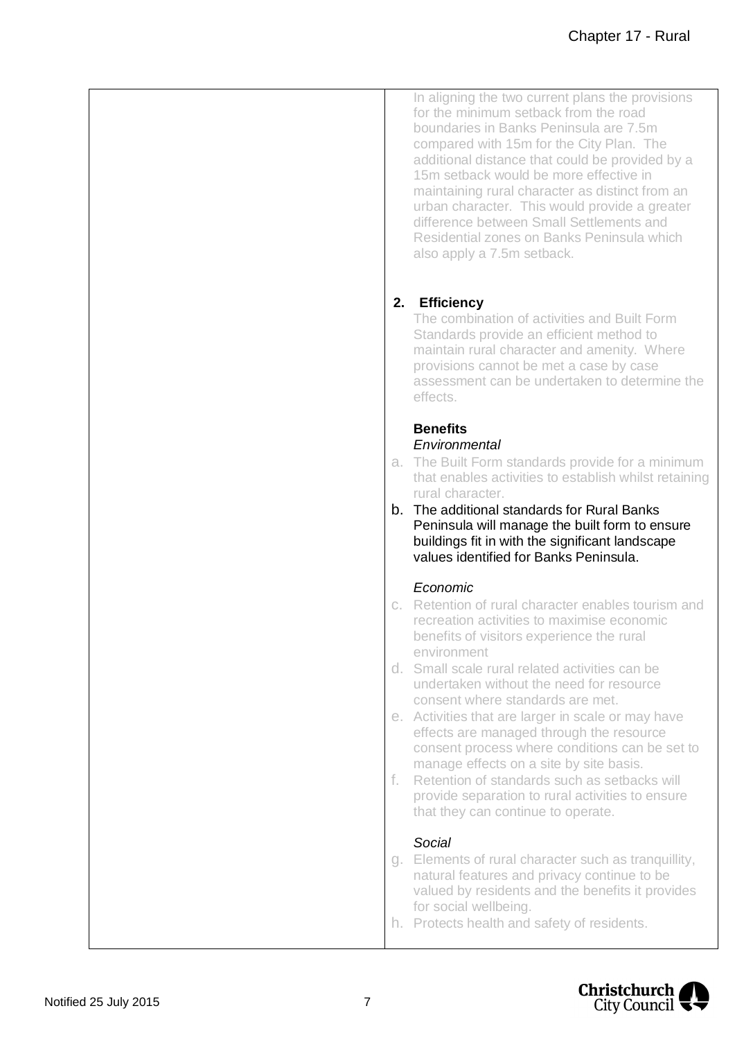| | |
|---|---|
| | In aligning the two current plans the provisions for the minimum setback from the road boundaries in Banks Peninsula are 7.5m compared with 15m for the City Plan. The additional distance that could be provided by a 15m setback would be more effective in maintaining rural character as distinct from an urban character. This would provide a greater difference between Small Settlements and Residential zones on Banks Peninsula which also apply a 7.5m setback.<br><br>**2. Efficiency**<br>The combination of activities and Built Form Standards provide an efficient method to maintain rural character and amenity. Where provisions cannot be met a case by case assessment can be undertaken to determine the effects.<br><br>**Benefits**<br>*Environmental*<br>a. The Built Form standards provide for a minimum that enables activities to establish whilst retaining rural character.<br>b. The additional standards for Rural Banks Peninsula will manage the built form to ensure buildings fit in with the significant landscape values identified for Banks Peninsula.<br><br>*Economic*<br>c. Retention of rural character enables tourism and recreation activities to maximise economic benefits of visitors experience the rural environment<br>d. Small scale rural related activities can be undertaken without the need for resource consent where standards are met.<br>e. Activities that are larger in scale or may have effects are managed through the resource consent process where conditions can be set to manage effects on a site by site basis.<br>f. Retention of standards such as setbacks will provide separation to rural activities to ensure that they can continue to operate.<br><br>*Social*<br>g. Elements of rural character such as tranquillity, natural features and privacy continue to be valued by residents and the benefits it provides for social wellbeing.<br>h. Protects health and safety of residents. |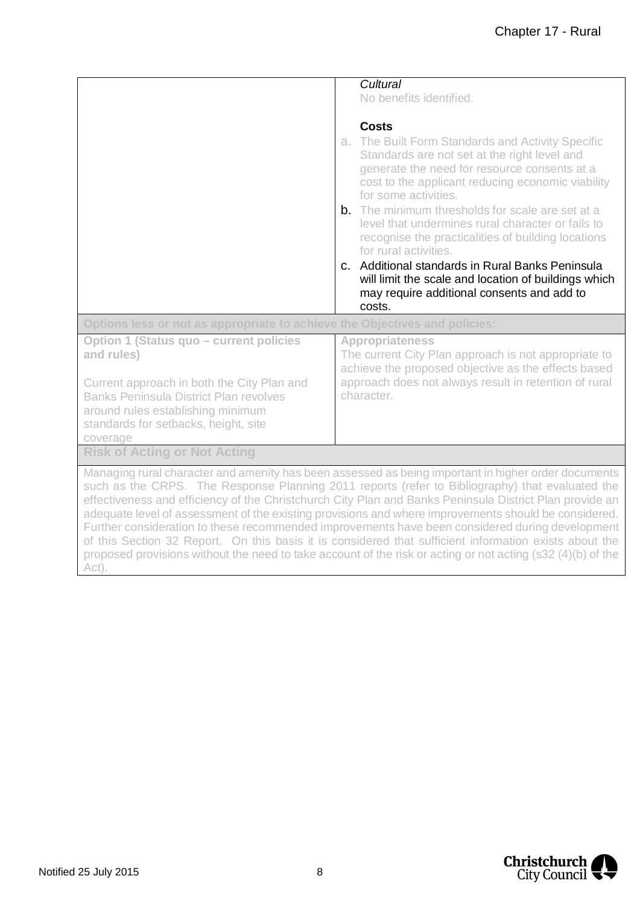| | |
|---|---|
| | *Cultural*<br>No benefits identified.<br><br>**Costs**<br>a. The Built Form Standards and Activity Specific Standards are not set at the right level and generate the need for resource consents at a cost to the applicant reducing economic viability for some activities.<br>b. The minimum thresholds for scale are set at a level that undermines rural character or fails to recognise the practicalities of building locations for rural activities.<br>c. Additional standards in Rural Banks Peninsula will limit the scale and location of buildings which may require additional consents and add to costs. |
| **Options less or not as appropriate to achieve the Objectives and policies:** | |
| **Option 1 (Status quo – current policies and rules)**<br><br>Current approach in both the City Plan and Banks Peninsula District Plan revolves around rules establishing minimum standards for setbacks, height, site coverage | **Appropriateness**<br>The current City Plan approach is not appropriate to achieve the proposed objective as the effects based approach does not always result in retention of rural character. |
| **Risk of Acting or Not Acting** | |
| Managing rural character and amenity has been assessed as being important in higher order documents such as the CRPS. The Response Planning 2011 reports (refer to Bibliography) that evaluated the effectiveness and efficiency of the Christchurch City Plan and Banks Peninsula District Plan provide an adequate level of assessment of the existing provisions and where improvements should be considered. Further consideration to these recommended improvements have been considered during development of this Section 32 Report. On this basis it is considered that sufficient information exists about the proposed provisions without the need to take account of the risk or acting or not acting (s32 (4)(b) of the Act). | |